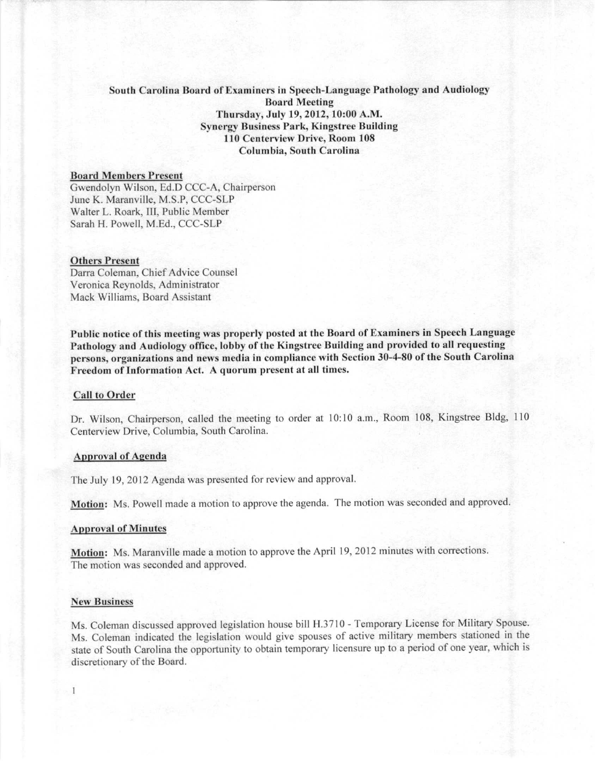**South Carolina Board of Examiners in Speech-Language Pathology and Audiology**
**Board Meeting**
**Thursday, July 19, 2012, 10:00 A.M.**
**Synergy Business Park, Kingstree Building**
**110 Centerview Drive, Room 108**
**Columbia, South Carolina**

**Board Members Present**

Gwendolyn Wilson, Ed.D CCC-A, Chairperson
June K. Maranville, M.S.P, CCC-SLP
Walter L. Roark, III, Public Member
Sarah H. Powell, M.Ed., CCC-SLP

**Others Present**

Darra Coleman, Chief Advice Counsel
Veronica Reynolds, Administrator
Mack Williams, Board Assistant

**Public notice of this meeting was properly posted at the Board of Examiners in Speech Language Pathology and Audiology office, lobby of the Kingstree Building and provided to all requesting persons, organizations and news media in compliance with Section 30-4-80 of the South Carolina Freedom of Information Act. A quorum present at all times.**

**Call to Order**

Dr. Wilson, Chairperson, called the meeting to order at 10:10 a.m., Room 108, Kingstree Bldg, 110 Centerview Drive, Columbia, South Carolina.

**Approval of Agenda**

The July 19, 2012 Agenda was presented for review and approval.

**Motion:** Ms. Powell made a motion to approve the agenda. The motion was seconded and approved.

**Approval of Minutes**

**Motion:** Ms. Maranville made a motion to approve the April 19, 2012 minutes with corrections. The motion was seconded and approved.

**New Business**

Ms. Coleman discussed approved legislation house bill H.3710 - Temporary License for Military Spouse. Ms. Coleman indicated the legislation would give spouses of active military members stationed in the state of South Carolina the opportunity to obtain temporary licensure up to a period of one year, which is discretionary of the Board.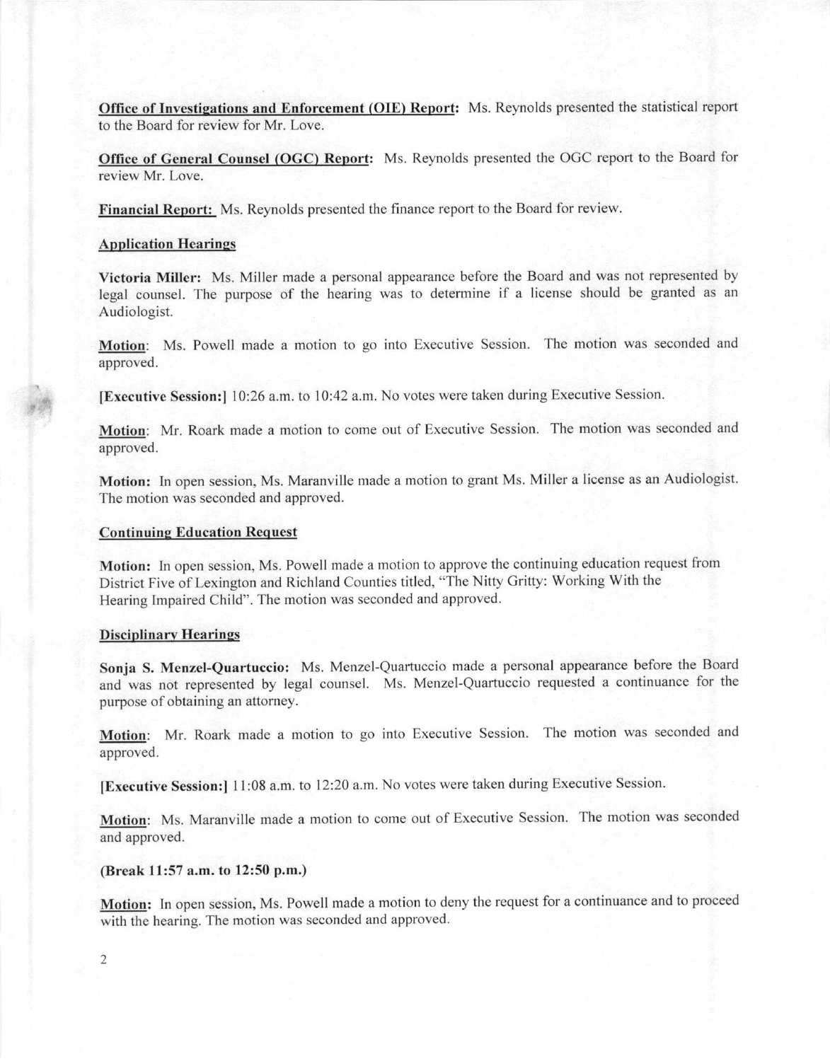**Office of Investigations and Enforcement (OIE) Report:** Ms. Reynolds presented the statistical report to the Board for review for Mr. Love.

**Office of General Counsel (OGC) Report:** Ms. Reynolds presented the OGC report to the Board for review Mr. Love.

**Financial Report:** Ms. Reynolds presented the finance report to the Board for review.

**Application Hearings**

**Victoria Miller:** Ms. Miller made a personal appearance before the Board and was not represented by legal counsel. The purpose of the hearing was to determine if a license should be granted as an Audiologist.

**Motion**: Ms. Powell made a motion to go into Executive Session. The motion was seconded and approved.

**[Executive Session:]** 10:26 a.m. to 10:42 a.m. No votes were taken during Executive Session.

**Motion**: Mr. Roark made a motion to come out of Executive Session. The motion was seconded and approved.

**Motion:** In open session, Ms. Maranville made a motion to grant Ms. Miller a license as an Audiologist. The motion was seconded and approved.

**Continuing Education Request**

**Motion:** In open session, Ms. Powell made a motion to approve the continuing education request from District Five of Lexington and Richland Counties titled, "The Nitty Gritty: Working With the Hearing Impaired Child". The motion was seconded and approved.

**Disciplinary Hearings**

**Sonja S. Menzel-Quartuccio:** Ms. Menzel-Quartuccio made a personal appearance before the Board and was not represented by legal counsel. Ms. Menzel-Quartuccio requested a continuance for the purpose of obtaining an attorney.

**Motion**: Mr. Roark made a motion to go into Executive Session. The motion was seconded and approved.

**[Executive Session:]** 11:08 a.m. to 12:20 a.m. No votes were taken during Executive Session.

**Motion**: Ms. Maranville made a motion to come out of Executive Session. The motion was seconded and approved.

**(Break 11:57 a.m. to 12:50 p.m.)**

**Motion:** In open session, Ms. Powell made a motion to deny the request for a continuance and to proceed with the hearing. The motion was seconded and approved.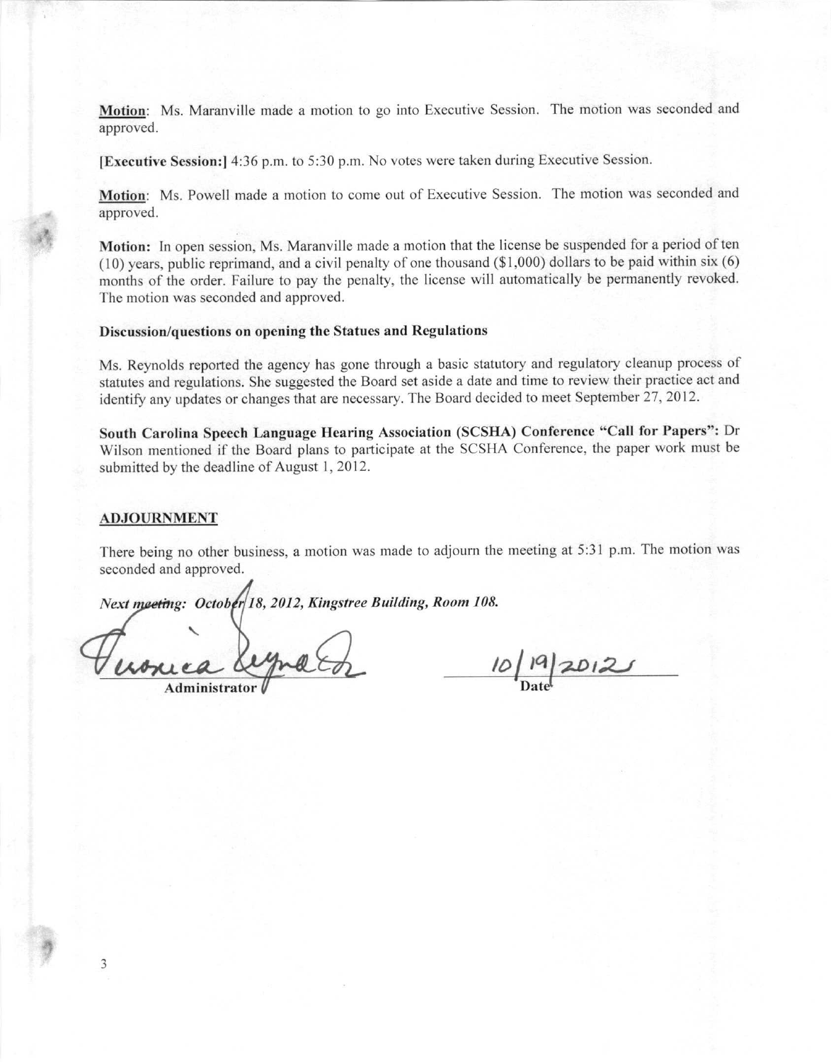**Motion**: Ms. Maranville made a motion to go into Executive Session. The motion was seconded and approved.

**[Executive Session:]** 4:36 p.m. to 5:30 p.m. No votes were taken during Executive Session.

**Motion**: Ms. Powell made a motion to come out of Executive Session. The motion was seconded and approved.

**Motion:** In open session, Ms. Maranville made a motion that the license be suspended for a period of ten (10) years, public reprimand, and a civil penalty of one thousand ($1,000) dollars to be paid within six (6) months of the order. Failure to pay the penalty, the license will automatically be permanently revoked. The motion was seconded and approved.

**Discussion/questions on opening the Statues and Regulations**

Ms. Reynolds reported the agency has gone through a basic statutory and regulatory cleanup process of statutes and regulations. She suggested the Board set aside a date and time to review their practice act and identify any updates or changes that are necessary. The Board decided to meet September 27, 2012.

**South Carolina Speech Language Hearing Association (SCSHA) Conference "Call for Papers":** Dr Wilson mentioned if the Board plans to participate at the SCSHA Conference, the paper work must be submitted by the deadline of August 1, 2012.

## ADJOURNMENT

There being no other business, a motion was made to adjourn the meeting at 5:31 p.m. The motion was seconded and approved.

*Next meeting: October 18, 2012, Kingstree Building, Room 108.*

Veronica Reynolds [signature]
Administrator

10/19/2012
Date